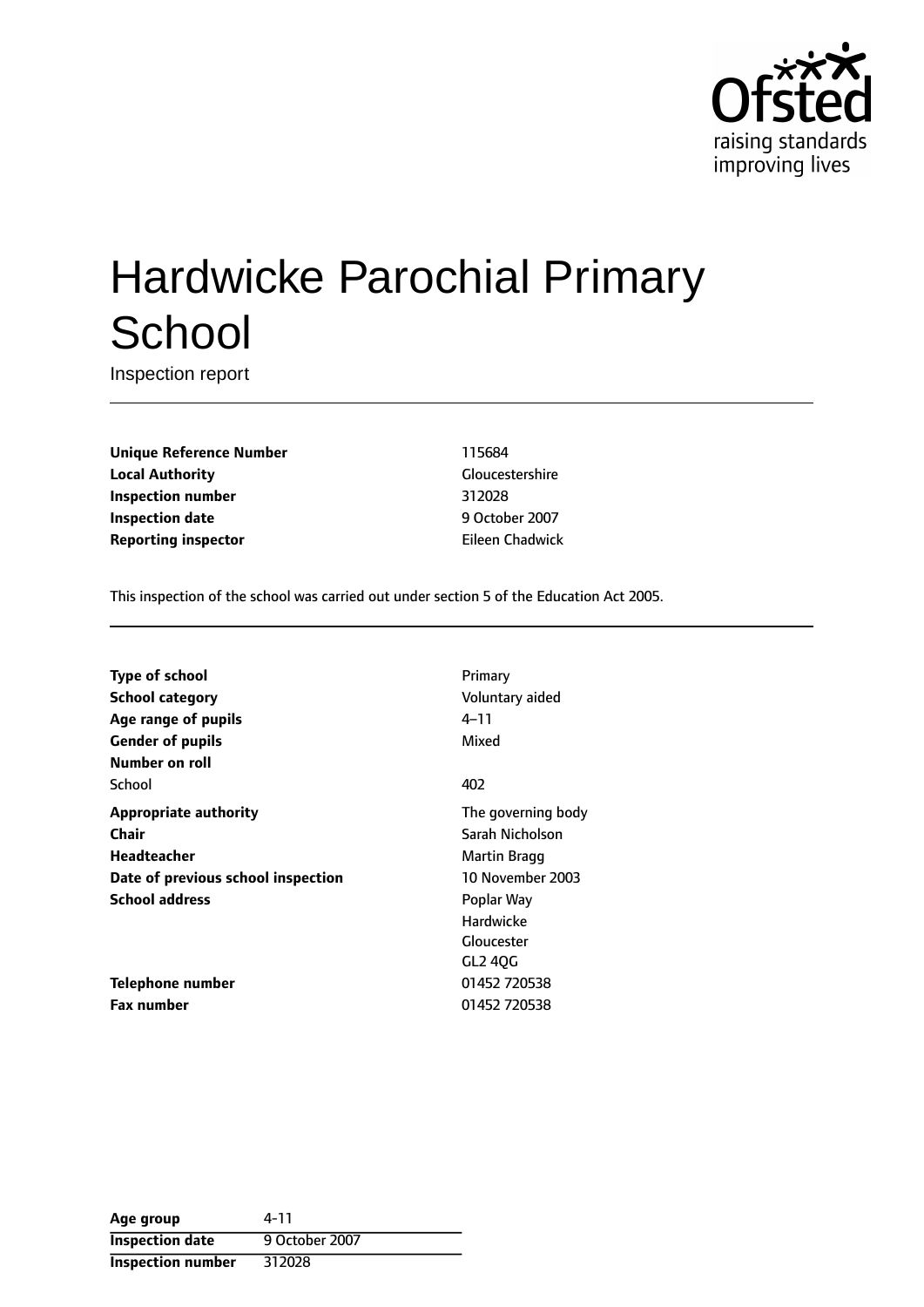# Hardwicke Parochial Primary School

Inspection report

| | |
|---|---|
| **Unique Reference Number** | 115684 |
| **Local Authority** | Gloucestershire |
| **Inspection number** | 312028 |
| **Inspection date** | 9 October 2007 |
| **Reporting inspector** | Eileen Chadwick |

This inspection of the school was carried out under section 5 of the Education Act 2005.

| | |
|---|---|
| **Type of school** | Primary |
| **School category** | Voluntary aided |
| **Age range of pupils** | 4–11 |
| **Gender of pupils** | Mixed |
| **Number on roll** | |
| School | 402 |
| **Appropriate authority** | The governing body |
| **Chair** | Sarah Nicholson |
| **Headteacher** | Martin Bragg |
| **Date of previous school inspection** | 10 November 2003 |
| **School address** | Poplar Way<br>Hardwicke<br>Gloucester<br>GL2 4QG |
| **Telephone number** | 01452 720538 |
| **Fax number** | 01452 720538 |

| | |
|---|---|
| **Age group** | 4-11 |
| **Inspection date** | 9 October 2007 |
| **Inspection number** | 312028 |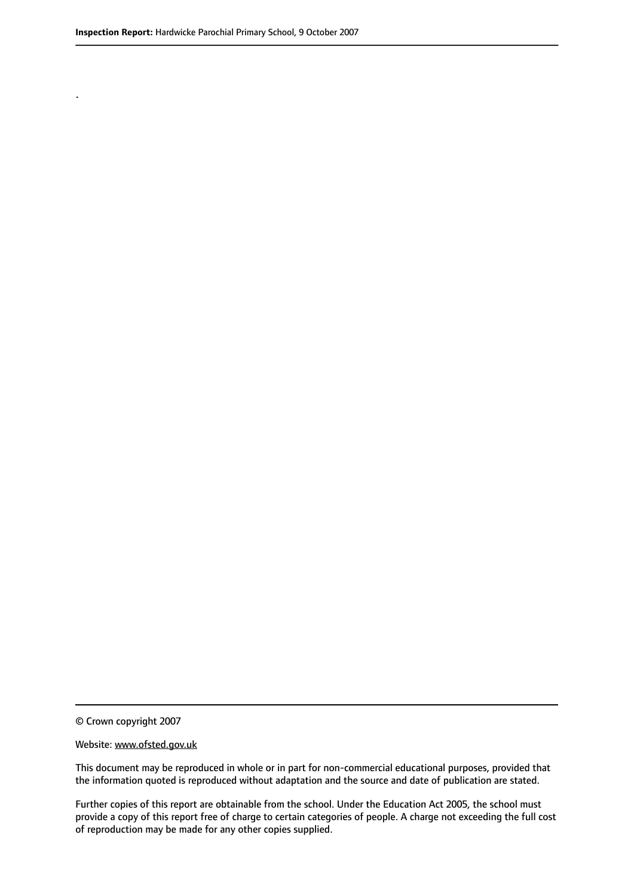.

© Crown copyright 2007

Website: www.ofsted.gov.uk

This document may be reproduced in whole or in part for non-commercial educational purposes, provided that the information quoted is reproduced without adaptation and the source and date of publication are stated.

Further copies of this report are obtainable from the school. Under the Education Act 2005, the school must provide a copy of this report free of charge to certain categories of people. A charge not exceeding the full cost of reproduction may be made for any other copies supplied.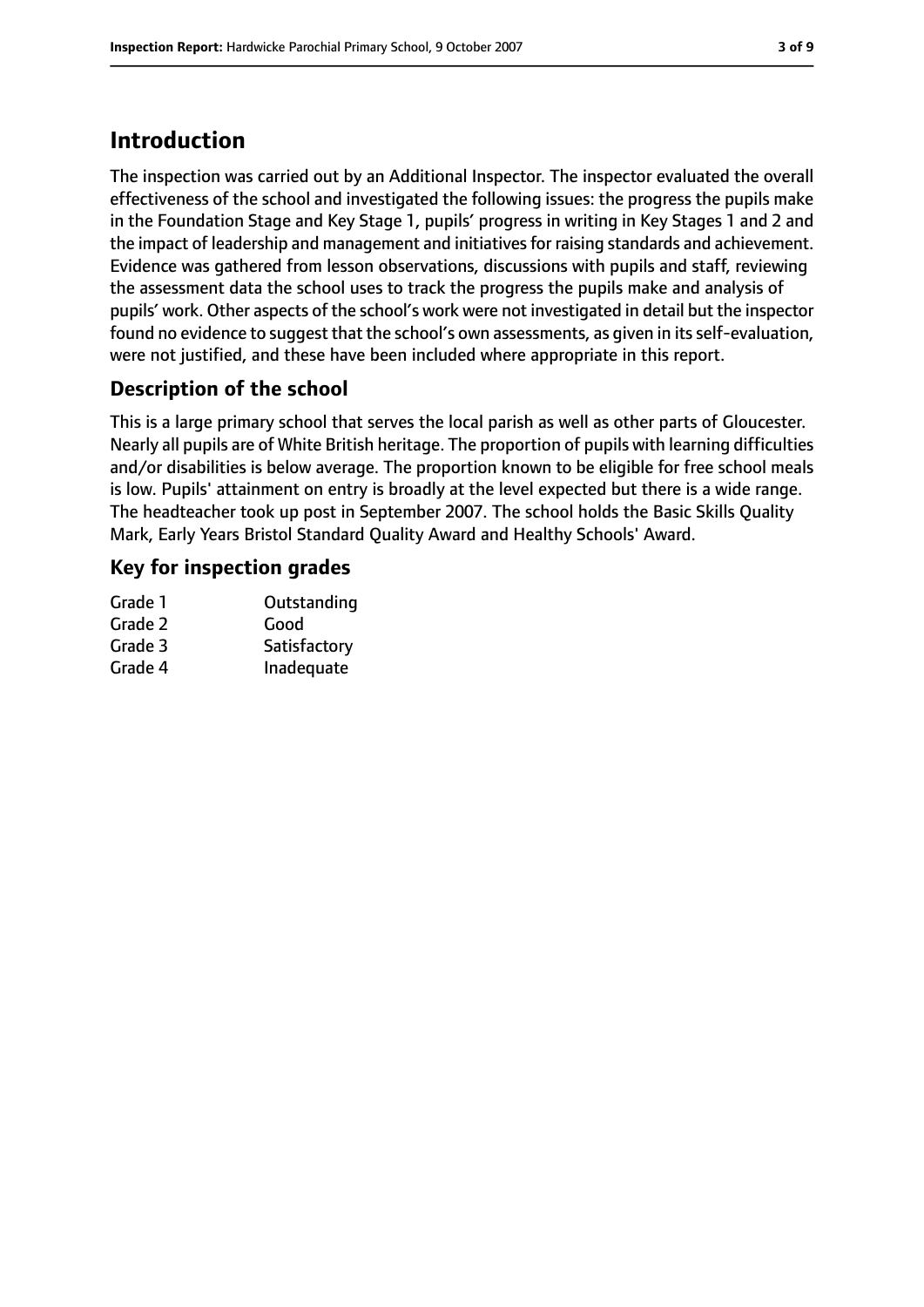# Introduction

The inspection was carried out by an Additional Inspector. The inspector evaluated the overall effectiveness of the school and investigated the following issues: the progress the pupils make in the Foundation Stage and Key Stage 1, pupils' progress in writing in Key Stages 1 and 2 and the impact of leadership and management and initiatives for raising standards and achievement. Evidence was gathered from lesson observations, discussions with pupils and staff, reviewing the assessment data the school uses to track the progress the pupils make and analysis of pupils' work. Other aspects of the school's work were not investigated in detail but the inspector found no evidence to suggest that the school's own assessments, as given in its self-evaluation, were not justified, and these have been included where appropriate in this report.

## Description of the school

This is a large primary school that serves the local parish as well as other parts of Gloucester. Nearly all pupils are of White British heritage. The proportion of pupils with learning difficulties and/or disabilities is below average. The proportion known to be eligible for free school meals is low. Pupils' attainment on entry is broadly at the level expected but there is a wide range. The headteacher took up post in September 2007. The school holds the Basic Skills Quality Mark, Early Years Bristol Standard Quality Award and Healthy Schools' Award.

## Key for inspection grades

| | |
|---|---|
| Grade 1 | Outstanding |
| Grade 2 | Good |
| Grade 3 | Satisfactory |
| Grade 4 | Inadequate |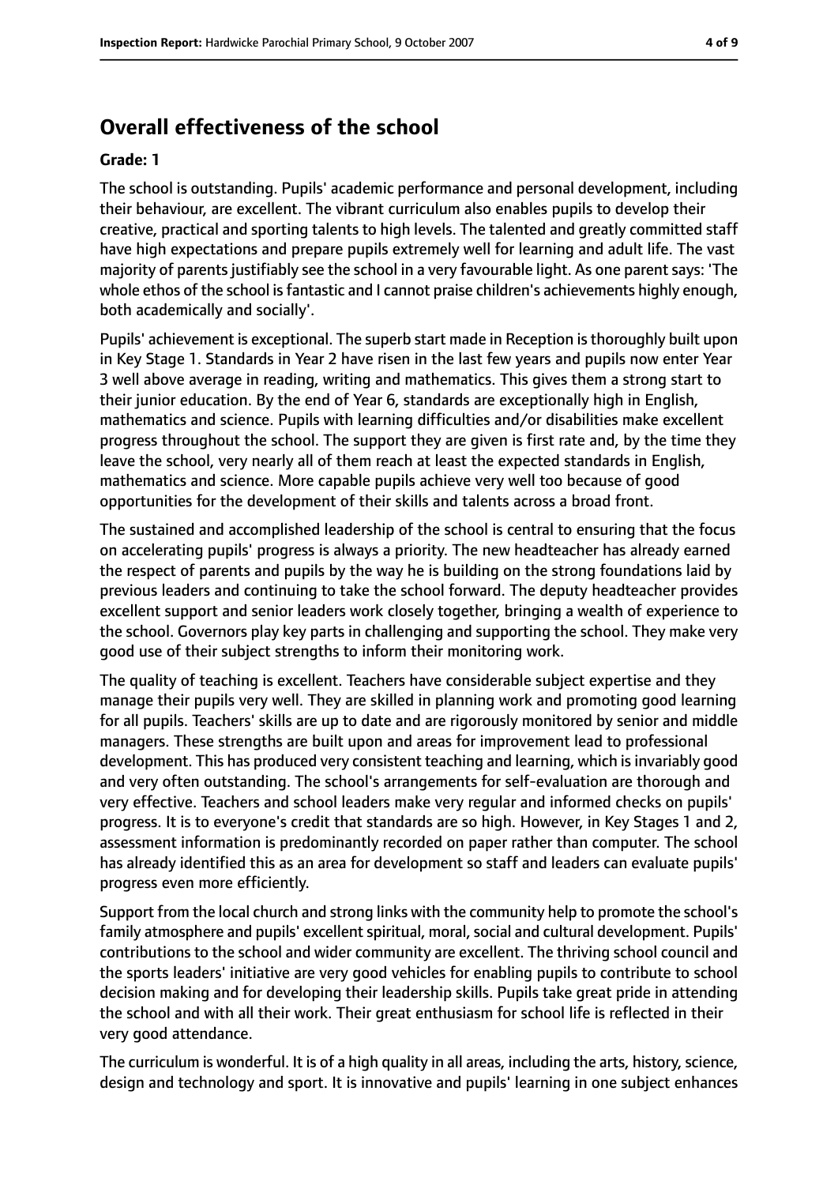## Overall effectiveness of the school

**Grade: 1**

The school is outstanding. Pupils' academic performance and personal development, including their behaviour, are excellent. The vibrant curriculum also enables pupils to develop their creative, practical and sporting talents to high levels. The talented and greatly committed staff have high expectations and prepare pupils extremely well for learning and adult life. The vast majority of parents justifiably see the school in a very favourable light. As one parent says: 'The whole ethos of the school is fantastic and I cannot praise children's achievements highly enough, both academically and socially'.

Pupils' achievement is exceptional. The superb start made in Reception is thoroughly built upon in Key Stage 1. Standards in Year 2 have risen in the last few years and pupils now enter Year 3 well above average in reading, writing and mathematics. This gives them a strong start to their junior education. By the end of Year 6, standards are exceptionally high in English, mathematics and science. Pupils with learning difficulties and/or disabilities make excellent progress throughout the school. The support they are given is first rate and, by the time they leave the school, very nearly all of them reach at least the expected standards in English, mathematics and science. More capable pupils achieve very well too because of good opportunities for the development of their skills and talents across a broad front.

The sustained and accomplished leadership of the school is central to ensuring that the focus on accelerating pupils' progress is always a priority. The new headteacher has already earned the respect of parents and pupils by the way he is building on the strong foundations laid by previous leaders and continuing to take the school forward. The deputy headteacher provides excellent support and senior leaders work closely together, bringing a wealth of experience to the school. Governors play key parts in challenging and supporting the school. They make very good use of their subject strengths to inform their monitoring work.

The quality of teaching is excellent. Teachers have considerable subject expertise and they manage their pupils very well. They are skilled in planning work and promoting good learning for all pupils. Teachers' skills are up to date and are rigorously monitored by senior and middle managers. These strengths are built upon and areas for improvement lead to professional development. This has produced very consistent teaching and learning, which is invariably good and very often outstanding. The school's arrangements for self-evaluation are thorough and very effective. Teachers and school leaders make very regular and informed checks on pupils' progress. It is to everyone's credit that standards are so high. However, in Key Stages 1 and 2, assessment information is predominantly recorded on paper rather than computer. The school has already identified this as an area for development so staff and leaders can evaluate pupils' progress even more efficiently.

Support from the local church and strong links with the community help to promote the school's family atmosphere and pupils' excellent spiritual, moral, social and cultural development. Pupils' contributions to the school and wider community are excellent. The thriving school council and the sports leaders' initiative are very good vehicles for enabling pupils to contribute to school decision making and for developing their leadership skills. Pupils take great pride in attending the school and with all their work. Their great enthusiasm for school life is reflected in their very good attendance.

The curriculum is wonderful. It is of a high quality in all areas, including the arts, history, science, design and technology and sport. It is innovative and pupils' learning in one subject enhances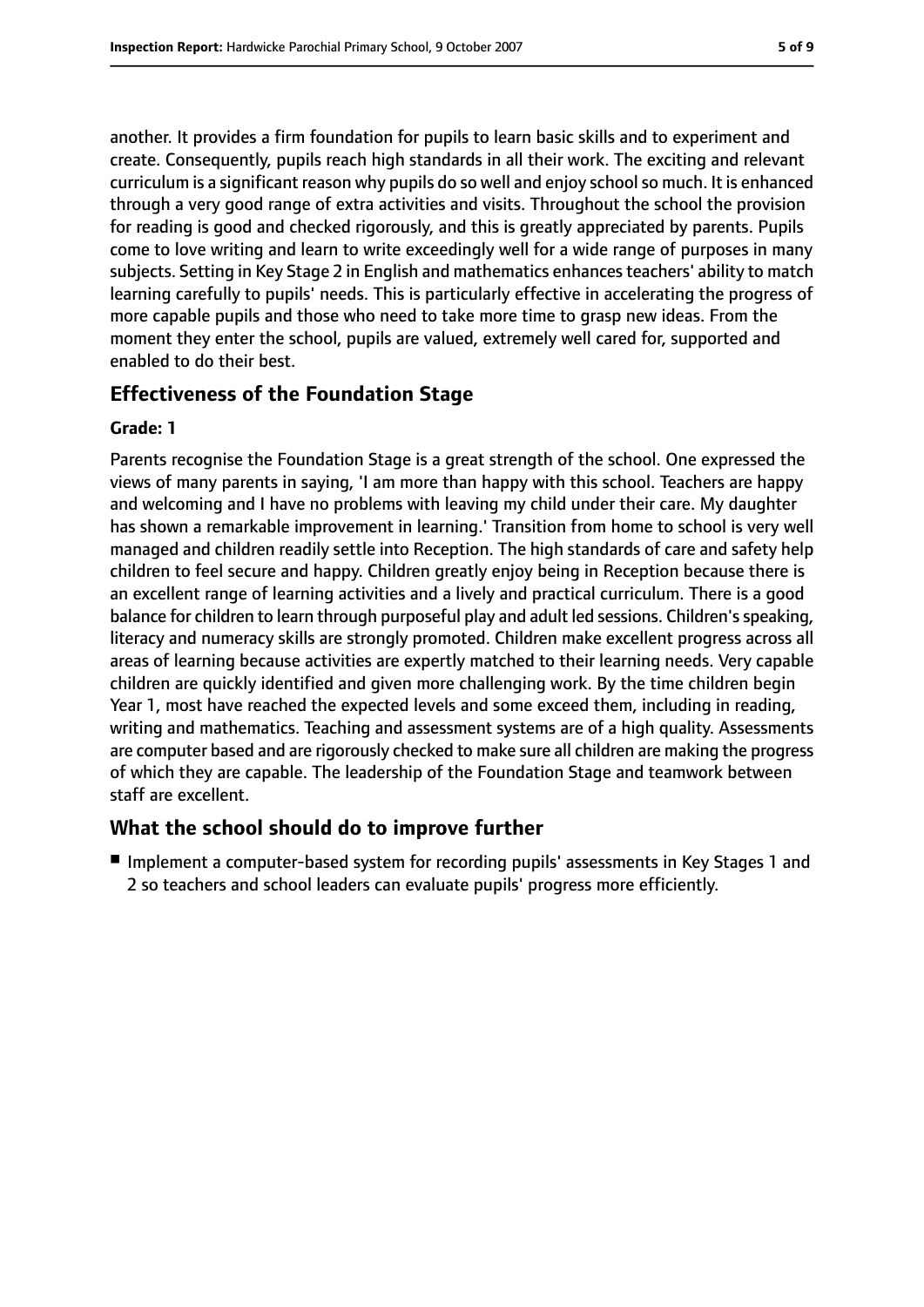another. It provides a firm foundation for pupils to learn basic skills and to experiment and create. Consequently, pupils reach high standards in all their work. The exciting and relevant curriculum is a significant reason why pupils do so well and enjoy school so much. It is enhanced through a very good range of extra activities and visits. Throughout the school the provision for reading is good and checked rigorously, and this is greatly appreciated by parents. Pupils come to love writing and learn to write exceedingly well for a wide range of purposes in many subjects. Setting in Key Stage 2 in English and mathematics enhances teachers' ability to match learning carefully to pupils' needs. This is particularly effective in accelerating the progress of more capable pupils and those who need to take more time to grasp new ideas. From the moment they enter the school, pupils are valued, extremely well cared for, supported and enabled to do their best.

## Effectiveness of the Foundation Stage

**Grade: 1**

Parents recognise the Foundation Stage is a great strength of the school. One expressed the views of many parents in saying, 'I am more than happy with this school. Teachers are happy and welcoming and I have no problems with leaving my child under their care. My daughter has shown a remarkable improvement in learning.' Transition from home to school is very well managed and children readily settle into Reception. The high standards of care and safety help children to feel secure and happy. Children greatly enjoy being in Reception because there is an excellent range of learning activities and a lively and practical curriculum. There is a good balance for children to learn through purposeful play and adult led sessions. Children's speaking, literacy and numeracy skills are strongly promoted. Children make excellent progress across all areas of learning because activities are expertly matched to their learning needs. Very capable children are quickly identified and given more challenging work. By the time children begin Year 1, most have reached the expected levels and some exceed them, including in reading, writing and mathematics. Teaching and assessment systems are of a high quality. Assessments are computer based and are rigorously checked to make sure all children are making the progress of which they are capable. The leadership of the Foundation Stage and teamwork between staff are excellent.

## What the school should do to improve further

- Implement a computer-based system for recording pupils' assessments in Key Stages 1 and 2 so teachers and school leaders can evaluate pupils' progress more efficiently.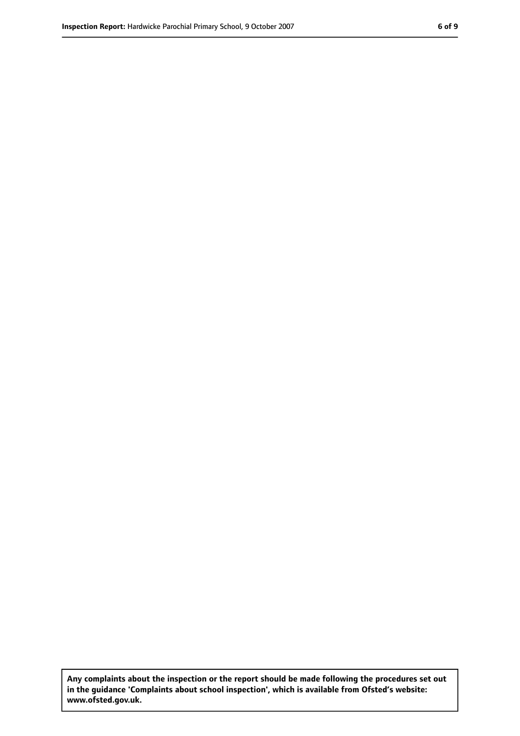**Any complaints about the inspection or the report should be made following the procedures set out in the guidance 'Complaints about school inspection', which is available from Ofsted's website: www.ofsted.gov.uk.**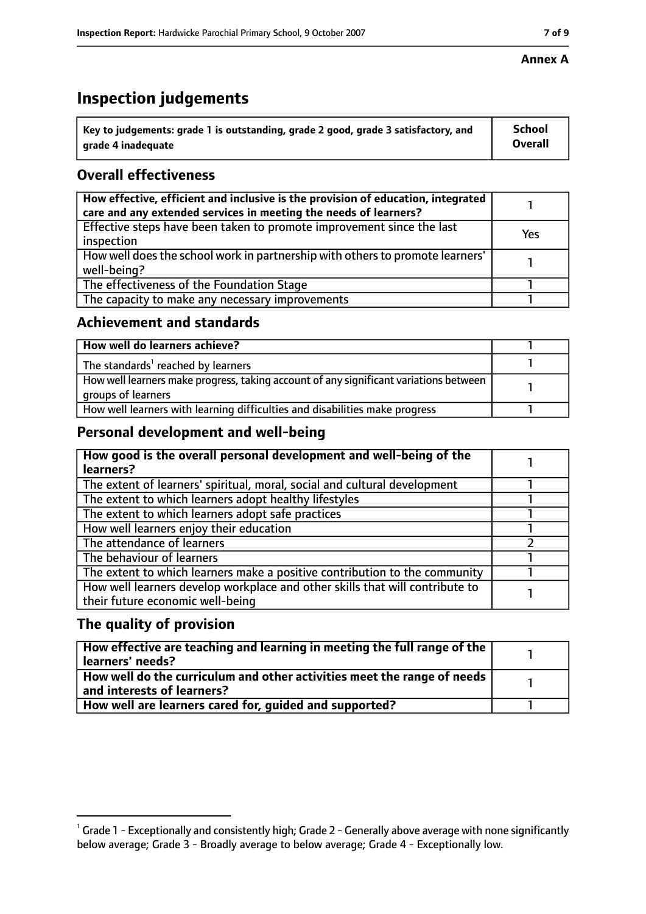**Annex A**

# Inspection judgements

| Key to judgements: grade 1 is outstanding, grade 2 good, grade 3 satisfactory, and grade 4 inadequate | School Overall |
|---|---|

## Overall effectiveness

| | |
|---|---|
| How effective, efficient and inclusive is the provision of education, integrated care and any extended services in meeting the needs of learners? | 1 |
| Effective steps have been taken to promote improvement since the last inspection | Yes |
| How well does the school work in partnership with others to promote learners' well-being? | 1 |
| The effectiveness of the Foundation Stage | 1 |
| The capacity to make any necessary improvements | 1 |

## Achievement and standards

| | |
|---|---|
| How well do learners achieve? | 1 |
| The standards[1] reached by learners | 1 |
| How well learners make progress, taking account of any significant variations between groups of learners | 1 |
| How well learners with learning difficulties and disabilities make progress | 1 |

## Personal development and well-being

| | |
|---|---|
| How good is the overall personal development and well-being of the learners? | 1 |
| The extent of learners' spiritual, moral, social and cultural development | 1 |
| The extent to which learners adopt healthy lifestyles | 1 |
| The extent to which learners adopt safe practices | 1 |
| How well learners enjoy their education | 1 |
| The attendance of learners | 2 |
| The behaviour of learners | 1 |
| The extent to which learners make a positive contribution to the community | 1 |
| How well learners develop workplace and other skills that will contribute to their future economic well-being | 1 |

## The quality of provision

| | |
|---|---|
| How effective are teaching and learning in meeting the full range of the learners' needs? | 1 |
| How well do the curriculum and other activities meet the range of needs and interests of learners? | 1 |
| How well are learners cared for, guided and supported? | 1 |

[1] Grade 1 - Exceptionally and consistently high; Grade 2 - Generally above average with none significantly below average; Grade 3 - Broadly average to below average; Grade 4 - Exceptionally low.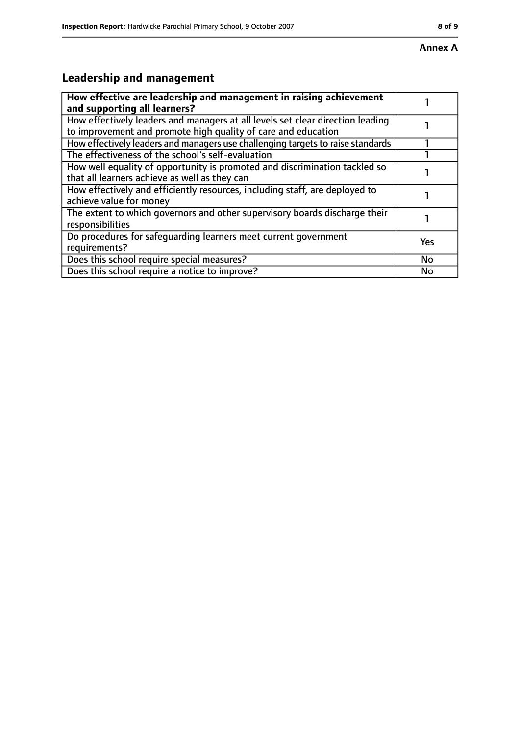**Annex A**

## Leadership and management

| **How effective are leadership and management in raising achievement and supporting all learners?** | 1 |
|---|---|
| How effectively leaders and managers at all levels set clear direction leading to improvement and promote high quality of care and education | 1 |
| How effectively leaders and managers use challenging targets to raise standards | 1 |
| The effectiveness of the school's self-evaluation | 1 |
| How well equality of opportunity is promoted and discrimination tackled so that all learners achieve as well as they can | 1 |
| How effectively and efficiently resources, including staff, are deployed to achieve value for money | 1 |
| The extent to which governors and other supervisory boards discharge their responsibilities | 1 |
| Do procedures for safeguarding learners meet current government requirements? | Yes |
| Does this school require special measures? | No |
| Does this school require a notice to improve? | No |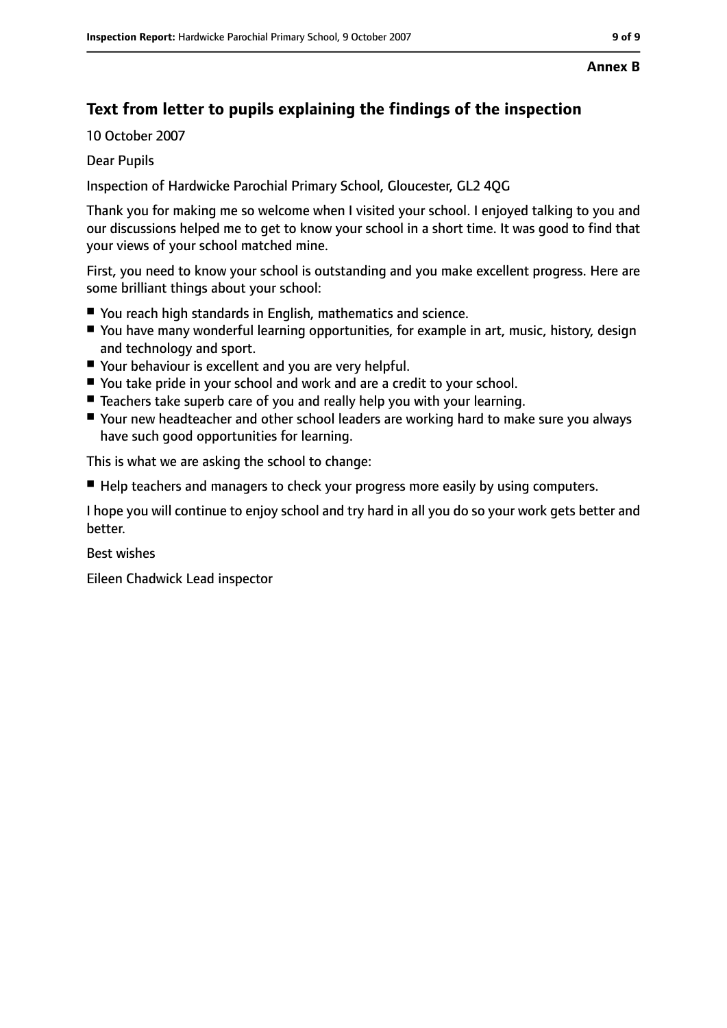**Annex B**

## Text from letter to pupils explaining the findings of the inspection

10 October 2007

Dear Pupils

Inspection of Hardwicke Parochial Primary School, Gloucester, GL2 4QG

Thank you for making me so welcome when I visited your school. I enjoyed talking to you and our discussions helped me to get to know your school in a short time. It was good to find that your views of your school matched mine.

First, you need to know your school is outstanding and you make excellent progress. Here are some brilliant things about your school:

- You reach high standards in English, mathematics and science.
- You have many wonderful learning opportunities, for example in art, music, history, design and technology and sport.
- Your behaviour is excellent and you are very helpful.
- You take pride in your school and work and are a credit to your school.
- Teachers take superb care of you and really help you with your learning.
- Your new headteacher and other school leaders are working hard to make sure you always have such good opportunities for learning.

This is what we are asking the school to change:

- Help teachers and managers to check your progress more easily by using computers.

I hope you will continue to enjoy school and try hard in all you do so your work gets better and better.

Best wishes

Eileen Chadwick Lead inspector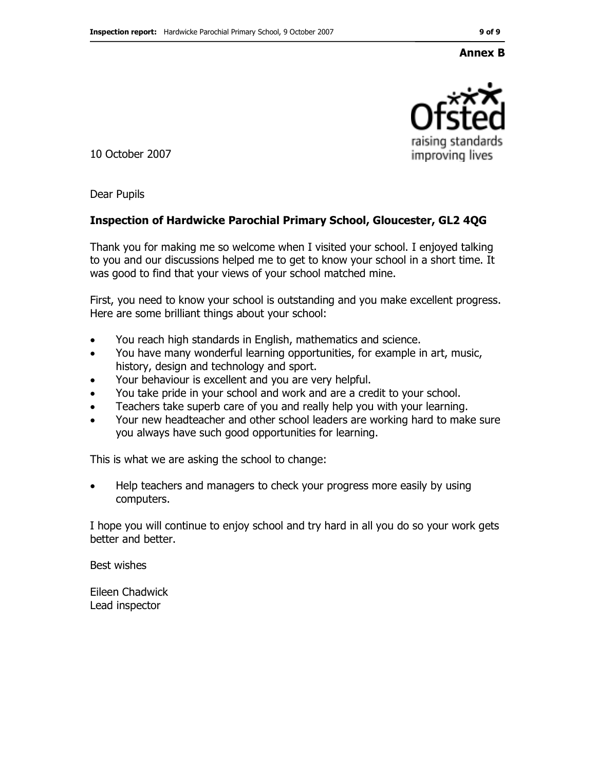**Annex B**

Ofsted
raising standards
improving lives

10 October 2007

Dear Pupils

**Inspection of Hardwicke Parochial Primary School, Gloucester, GL2 4QG**

Thank you for making me so welcome when I visited your school. I enjoyed talking to you and our discussions helped me to get to know your school in a short time. It was good to find that your views of your school matched mine.

First, you need to know your school is outstanding and you make excellent progress. Here are some brilliant things about your school:

- You reach high standards in English, mathematics and science.
- You have many wonderful learning opportunities, for example in art, music, history, design and technology and sport.
- Your behaviour is excellent and you are very helpful.
- You take pride in your school and work and are a credit to your school.
- Teachers take superb care of you and really help you with your learning.
- Your new headteacher and other school leaders are working hard to make sure you always have such good opportunities for learning.

This is what we are asking the school to change:

- Help teachers and managers to check your progress more easily by using computers.

I hope you will continue to enjoy school and try hard in all you do so your work gets better and better.

Best wishes

Eileen Chadwick
Lead inspector